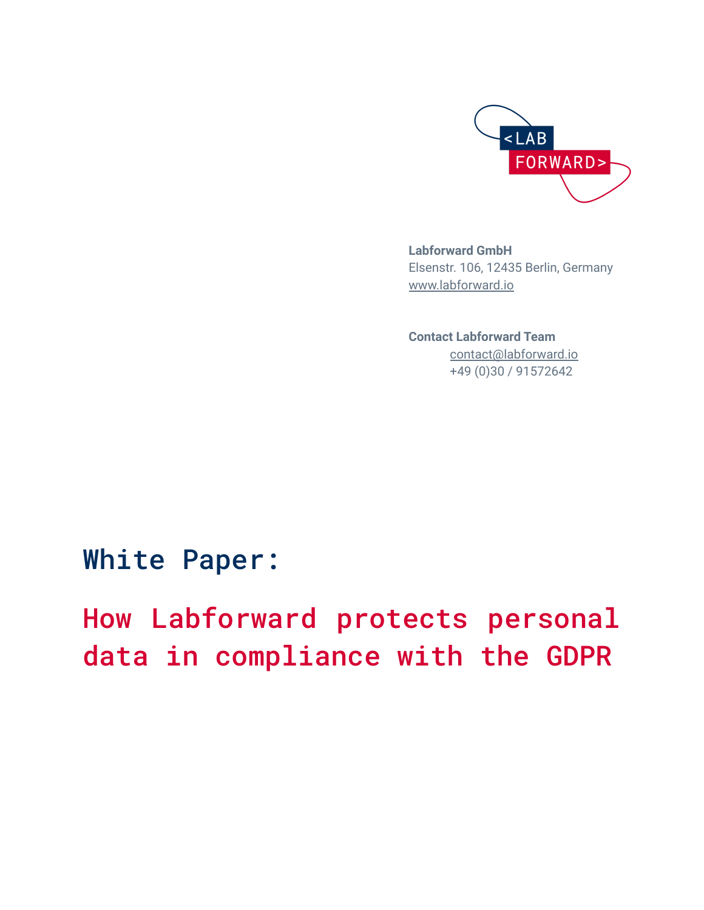**Labforward GmbH**
Elsenstr. 106, 12435 Berlin, Germany
www.labforward.io

**Contact Labforward Team**
contact@labforward.io
+49 (0)30 / 91572642

# White Paper:

# How Labforward protects personal data in compliance with the GDPR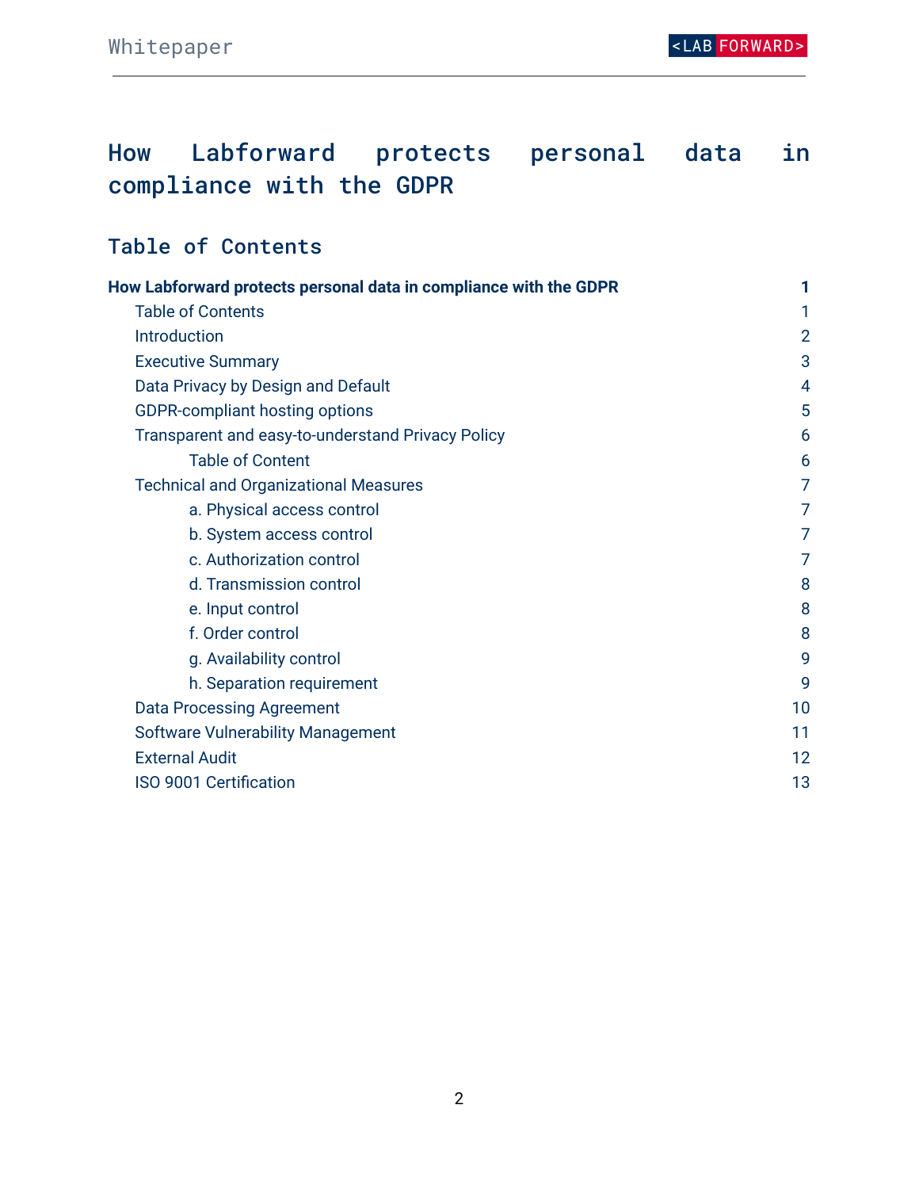# How Labforward protects personal data in compliance with the GDPR

## Table of Contents

**How Labforward protects personal data in compliance with the GDPR** **1**

- Table of Contents 1
- Introduction 2
- Executive Summary 3
- Data Privacy by Design and Default 4
- GDPR-compliant hosting options 5
- Transparent and easy-to-understand Privacy Policy 6
    - Table of Content 6
- Technical and Organizational Measures 7
    - a. Physical access control 7
    - b. System access control 7
    - c. Authorization control 7
    - d. Transmission control 8
    - e. Input control 8
    - f. Order control 8
    - g. Availability control 9
    - h. Separation requirement 9
- Data Processing Agreement 10
- Software Vulnerability Management 11
- External Audit 12
- ISO 9001 Certification 13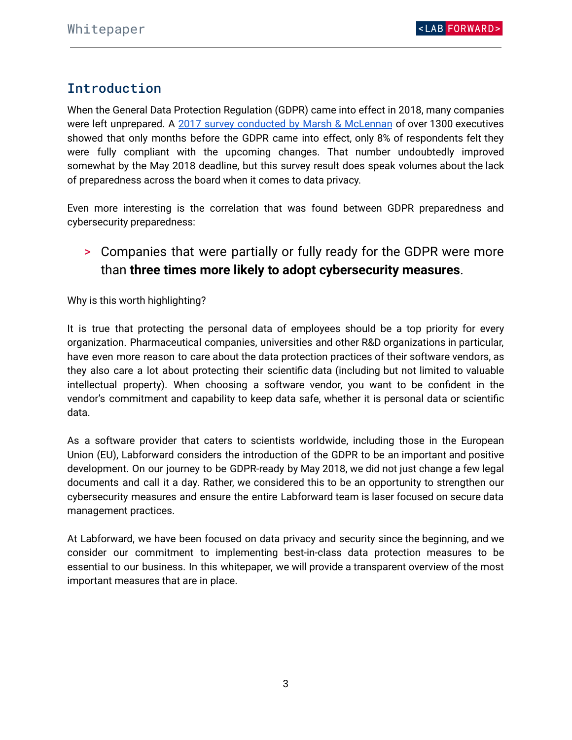## Introduction

When the General Data Protection Regulation (GDPR) came into effect in 2018, many companies were left unprepared. A [2017 survey conducted by Marsh & McLennan](#) of over 1300 executives showed that only months before the GDPR came into effect, only 8% of respondents felt they were fully compliant with the upcoming changes. That number undoubtedly improved somewhat by the May 2018 deadline, but this survey result does speak volumes about the lack of preparedness across the board when it comes to data privacy.

Even more interesting is the correlation that was found between GDPR preparedness and cybersecurity preparedness:

> Companies that were partially or fully ready for the GDPR were more than **three times more likely to adopt cybersecurity measures**.

Why is this worth highlighting?

It is true that protecting the personal data of employees should be a top priority for every organization. Pharmaceutical companies, universities and other R&D organizations in particular, have even more reason to care about the data protection practices of their software vendors, as they also care a lot about protecting their scientific data (including but not limited to valuable intellectual property). When choosing a software vendor, you want to be confident in the vendor's commitment and capability to keep data safe, whether it is personal data or scientific data.

As a software provider that caters to scientists worldwide, including those in the European Union (EU), Labforward considers the introduction of the GDPR to be an important and positive development. On our journey to be GDPR-ready by May 2018, we did not just change a few legal documents and call it a day. Rather, we considered this to be an opportunity to strengthen our cybersecurity measures and ensure the entire Labforward team is laser focused on secure data management practices.

At Labforward, we have been focused on data privacy and security since the beginning, and we consider our commitment to implementing best-in-class data protection measures to be essential to our business. In this whitepaper, we will provide a transparent overview of the most important measures that are in place.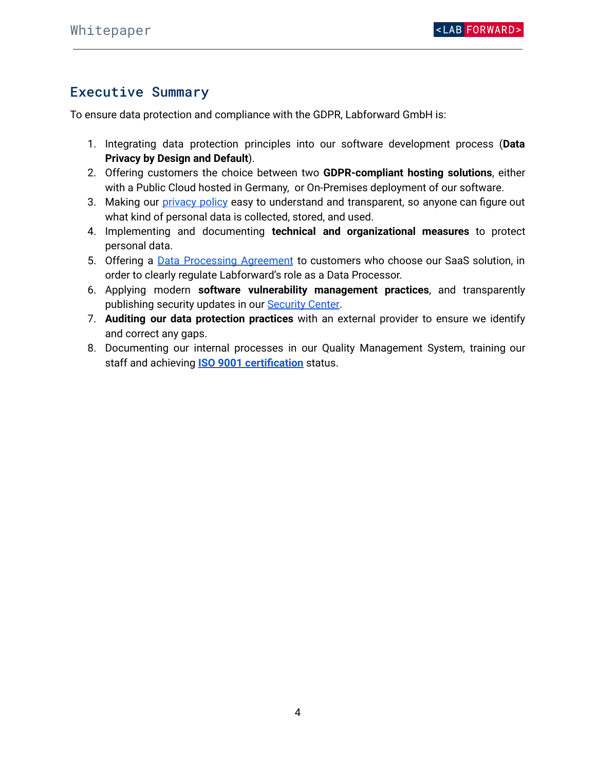## Executive Summary

To ensure data protection and compliance with the GDPR, Labforward GmbH is:

1. Integrating data protection principles into our software development process (**Data Privacy by Design and Default**).
2. Offering customers the choice between two **GDPR-compliant hosting solutions**, either with a Public Cloud hosted in Germany, or On-Premises deployment of our software.
3. Making our privacy policy easy to understand and transparent, so anyone can figure out what kind of personal data is collected, stored, and used.
4. Implementing and documenting **technical and organizational measures** to protect personal data.
5. Offering a Data Processing Agreement to customers who choose our SaaS solution, in order to clearly regulate Labforward's role as a Data Processor.
6. Applying modern **software vulnerability management practices**, and transparently publishing security updates in our Security Center.
7. **Auditing our data protection practices** with an external provider to ensure we identify and correct any gaps.
8. Documenting our internal processes in our Quality Management System, training our staff and achieving **ISO 9001 certification** status.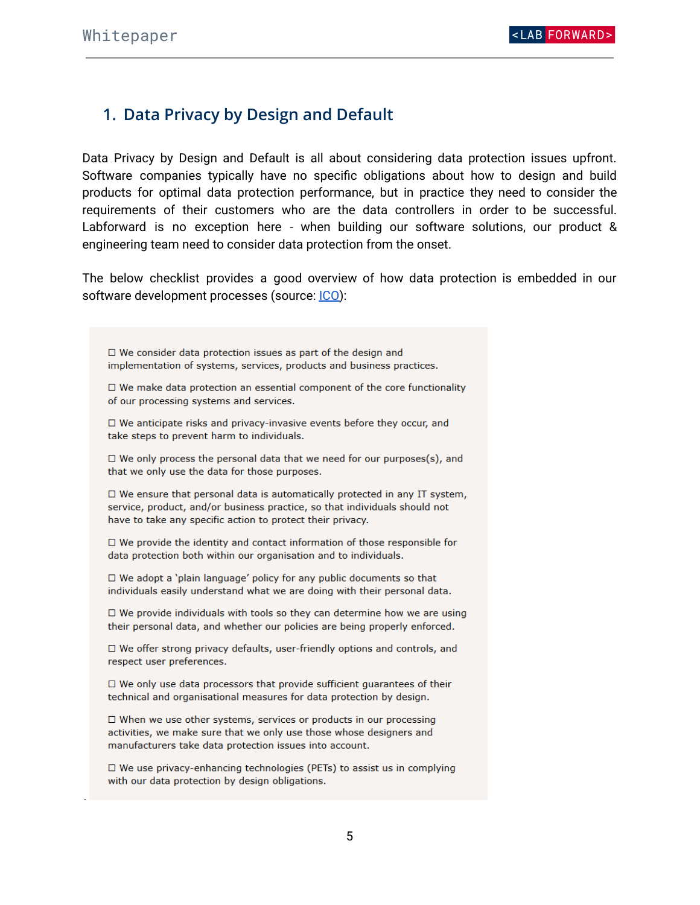## 1. Data Privacy by Design and Default

Data Privacy by Design and Default is all about considering data protection issues upfront. Software companies typically have no specific obligations about how to design and build products for optimal data protection performance, but in practice they need to consider the requirements of their customers who are the data controllers in order to be successful. Labforward is no exception here - when building our software solutions, our product & engineering team need to consider data protection from the onset.

The below checklist provides a good overview of how data protection is embedded in our software development processes (source: ICO):

☐ We consider data protection issues as part of the design and implementation of systems, services, products and business practices.

☐ We make data protection an essential component of the core functionality of our processing systems and services.

☐ We anticipate risks and privacy-invasive events before they occur, and take steps to prevent harm to individuals.

☐ We only process the personal data that we need for our purposes(s), and that we only use the data for those purposes.

☐ We ensure that personal data is automatically protected in any IT system, service, product, and/or business practice, so that individuals should not have to take any specific action to protect their privacy.

☐ We provide the identity and contact information of those responsible for data protection both within our organisation and to individuals.

☐ We adopt a 'plain language' policy for any public documents so that individuals easily understand what we are doing with their personal data.

☐ We provide individuals with tools so they can determine how we are using their personal data, and whether our policies are being properly enforced.

☐ We offer strong privacy defaults, user-friendly options and controls, and respect user preferences.

☐ We only use data processors that provide sufficient guarantees of their technical and organisational measures for data protection by design.

☐ When we use other systems, services or products in our processing activities, we make sure that we only use those whose designers and manufacturers take data protection issues into account.

☐ We use privacy-enhancing technologies (PETs) to assist us in complying with our data protection by design obligations.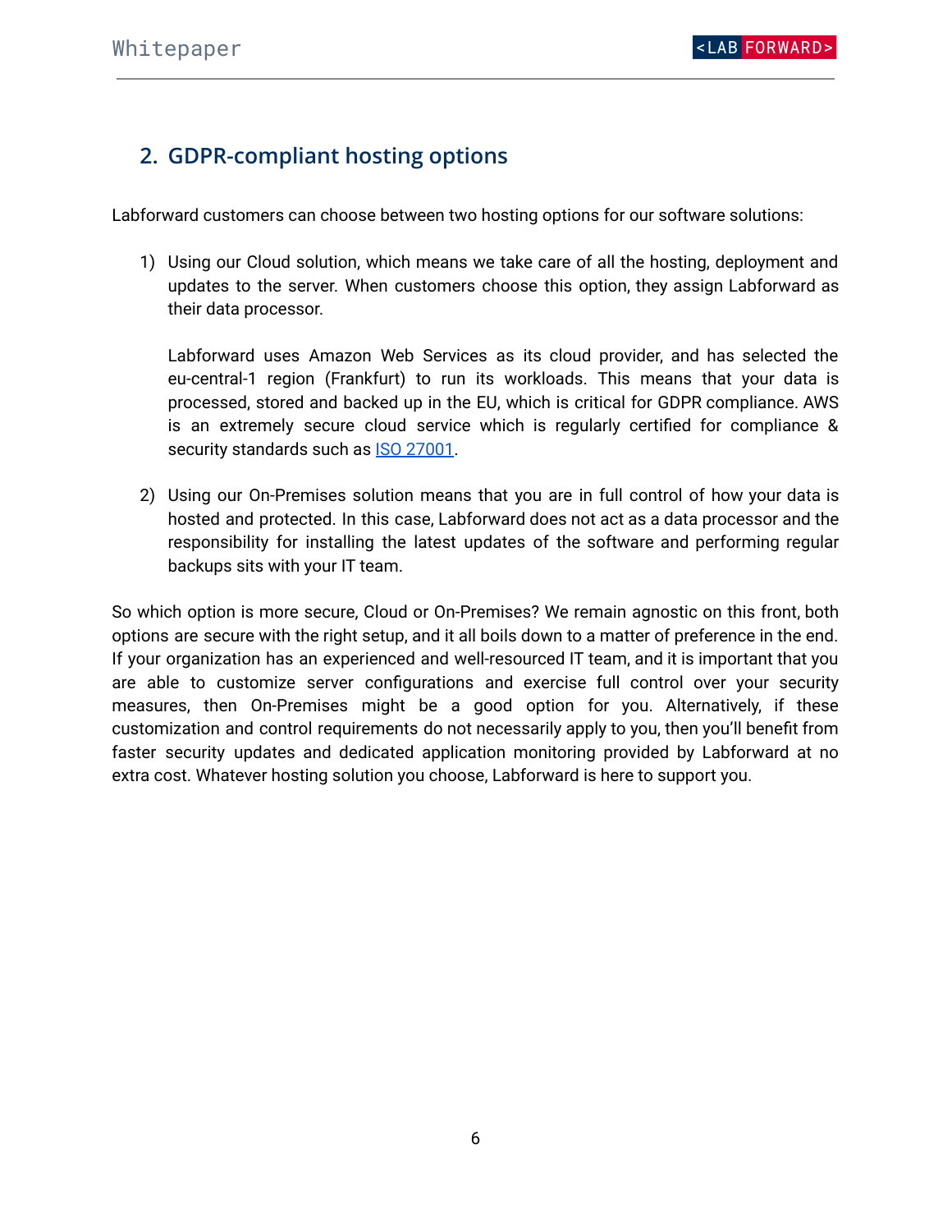## 2. GDPR-compliant hosting options

Labforward customers can choose between two hosting options for our software solutions:

1) Using our Cloud solution, which means we take care of all the hosting, deployment and updates to the server. When customers choose this option, they assign Labforward as their data processor.

   Labforward uses Amazon Web Services as its cloud provider, and has selected the eu-central-1 region (Frankfurt) to run its workloads. This means that your data is processed, stored and backed up in the EU, which is critical for GDPR compliance. AWS is an extremely secure cloud service which is regularly certified for compliance & security standards such as ISO 27001.

2) Using our On-Premises solution means that you are in full control of how your data is hosted and protected. In this case, Labforward does not act as a data processor and the responsibility for installing the latest updates of the software and performing regular backups sits with your IT team.

So which option is more secure, Cloud or On-Premises? We remain agnostic on this front, both options are secure with the right setup, and it all boils down to a matter of preference in the end. If your organization has an experienced and well-resourced IT team, and it is important that you are able to customize server configurations and exercise full control over your security measures, then On-Premises might be a good option for you. Alternatively, if these customization and control requirements do not necessarily apply to you, then you'll benefit from faster security updates and dedicated application monitoring provided by Labforward at no extra cost. Whatever hosting solution you choose, Labforward is here to support you.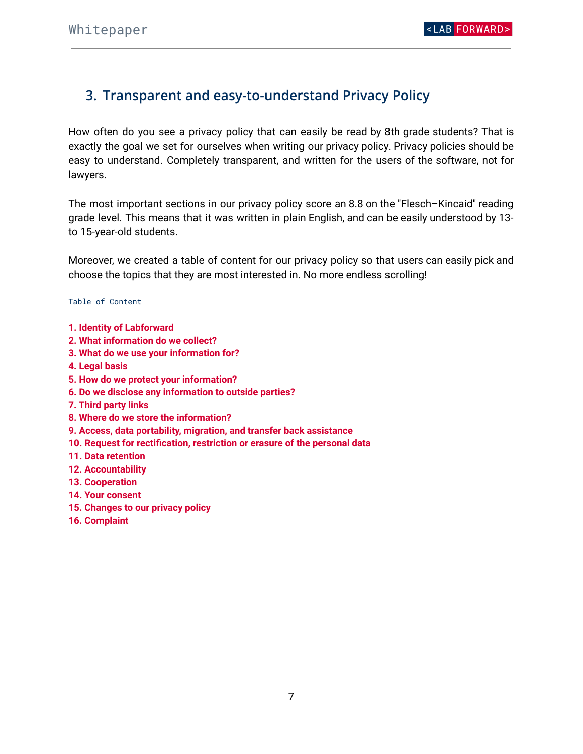## 3. Transparent and easy-to-understand Privacy Policy

How often do you see a privacy policy that can easily be read by 8th grade students? That is exactly the goal we set for ourselves when writing our privacy policy. Privacy policies should be easy to understand. Completely transparent, and written for the users of the software, not for lawyers.

The most important sections in our privacy policy score an 8.8 on the "Flesch–Kincaid" reading grade level. This means that it was written in plain English, and can be easily understood by 13- to 15-year-old students.

Moreover, we created a table of content for our privacy policy so that users can easily pick and choose the topics that they are most interested in. No more endless scrolling!

Table of Content

**1. Identity of Labforward**
**2. What information do we collect?**
**3. What do we use your information for?**
**4. Legal basis**
**5. How do we protect your information?**
**6. Do we disclose any information to outside parties?**
**7. Third party links**
**8. Where do we store the information?**
**9. Access, data portability, migration, and transfer back assistance**
**10. Request for rectification, restriction or erasure of the personal data**
**11. Data retention**
**12. Accountability**
**13. Cooperation**
**14. Your consent**
**15. Changes to our privacy policy**
**16. Complaint**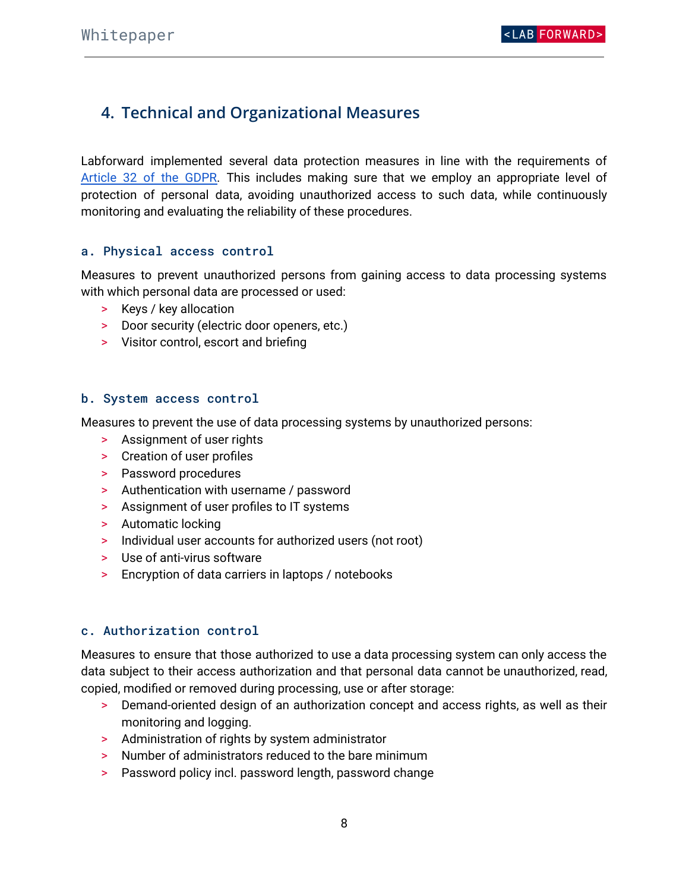## 4. Technical and Organizational Measures

Labforward implemented several data protection measures in line with the requirements of [Article 32 of the GDPR](). This includes making sure that we employ an appropriate level of protection of personal data, avoiding unauthorized access to such data, while continuously monitoring and evaluating the reliability of these procedures.

### a. Physical access control

Measures to prevent unauthorized persons from gaining access to data processing systems with which personal data are processed or used:

- Keys / key allocation
- Door security (electric door openers, etc.)
- Visitor control, escort and briefing

### b. System access control

Measures to prevent the use of data processing systems by unauthorized persons:

- Assignment of user rights
- Creation of user profiles
- Password procedures
- Authentication with username / password
- Assignment of user profiles to IT systems
- Automatic locking
- Individual user accounts for authorized users (not root)
- Use of anti-virus software
- Encryption of data carriers in laptops / notebooks

### c. Authorization control

Measures to ensure that those authorized to use a data processing system can only access the data subject to their access authorization and that personal data cannot be unauthorized, read, copied, modified or removed during processing, use or after storage:

- Demand-oriented design of an authorization concept and access rights, as well as their monitoring and logging.
- Administration of rights by system administrator
- Number of administrators reduced to the bare minimum
- Password policy incl. password length, password change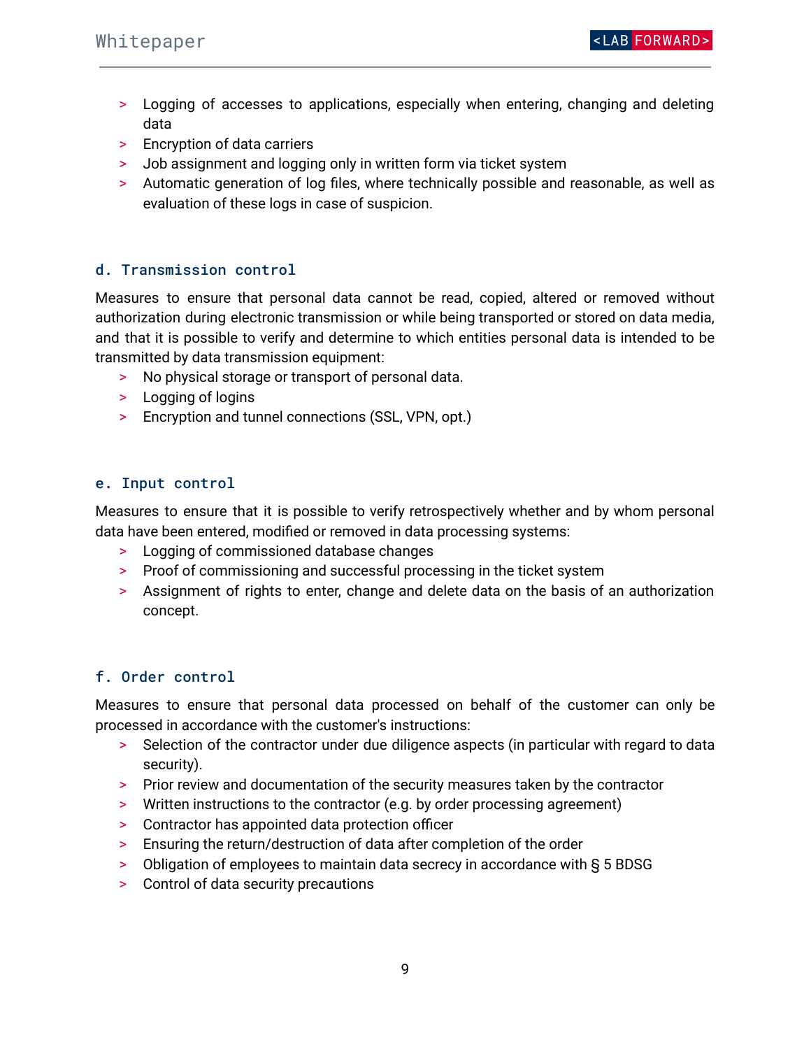- Logging of accesses to applications, especially when entering, changing and deleting data
- Encryption of data carriers
- Job assignment and logging only in written form via ticket system
- Automatic generation of log files, where technically possible and reasonable, as well as evaluation of these logs in case of suspicion.

### d. Transmission control

Measures to ensure that personal data cannot be read, copied, altered or removed without authorization during electronic transmission or while being transported or stored on data media, and that it is possible to verify and determine to which entities personal data is intended to be transmitted by data transmission equipment:

- No physical storage or transport of personal data.
- Logging of logins
- Encryption and tunnel connections (SSL, VPN, opt.)

### e. Input control

Measures to ensure that it is possible to verify retrospectively whether and by whom personal data have been entered, modified or removed in data processing systems:

- Logging of commissioned database changes
- Proof of commissioning and successful processing in the ticket system
- Assignment of rights to enter, change and delete data on the basis of an authorization concept.

### f. Order control

Measures to ensure that personal data processed on behalf of the customer can only be processed in accordance with the customer's instructions:

- Selection of the contractor under due diligence aspects (in particular with regard to data security).
- Prior review and documentation of the security measures taken by the contractor
- Written instructions to the contractor (e.g. by order processing agreement)
- Contractor has appointed data protection officer
- Ensuring the return/destruction of data after completion of the order
- Obligation of employees to maintain data secrecy in accordance with § 5 BDSG
- Control of data security precautions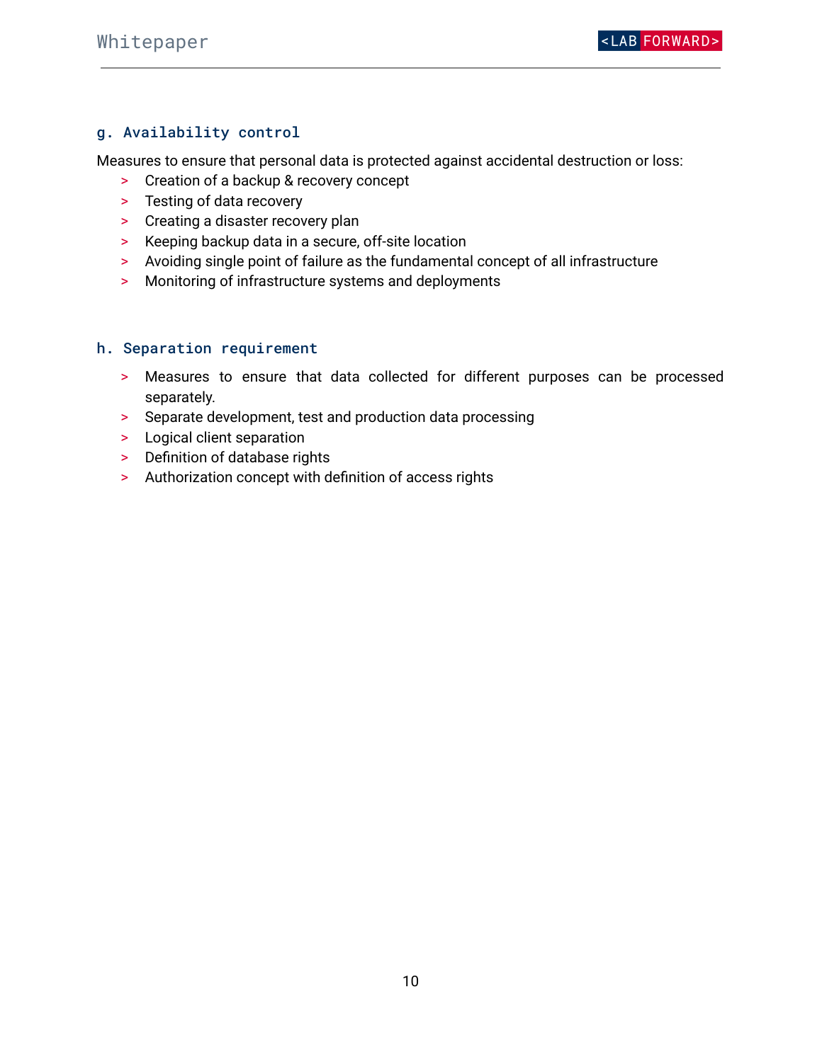### g. Availability control

Measures to ensure that personal data is protected against accidental destruction or loss:

- Creation of a backup & recovery concept
- Testing of data recovery
- Creating a disaster recovery plan
- Keeping backup data in a secure, off-site location
- Avoiding single point of failure as the fundamental concept of all infrastructure
- Monitoring of infrastructure systems and deployments

### h. Separation requirement

- Measures to ensure that data collected for different purposes can be processed separately.
- Separate development, test and production data processing
- Logical client separation
- Definition of database rights
- Authorization concept with definition of access rights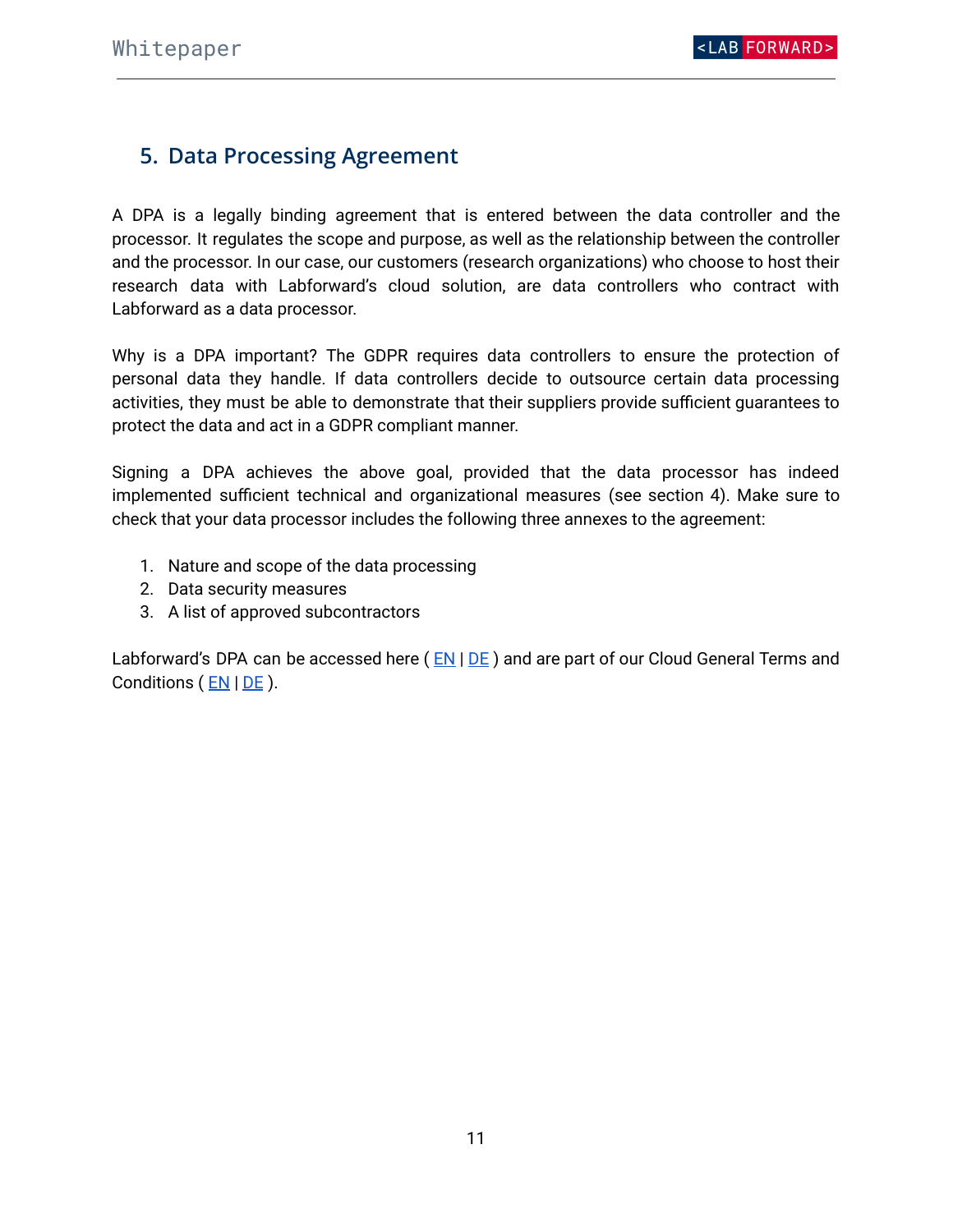## 5. Data Processing Agreement

A DPA is a legally binding agreement that is entered between the data controller and the processor. It regulates the scope and purpose, as well as the relationship between the controller and the processor. In our case, our customers (research organizations) who choose to host their research data with Labforward's cloud solution, are data controllers who contract with Labforward as a data processor.

Why is a DPA important? The GDPR requires data controllers to ensure the protection of personal data they handle. If data controllers decide to outsource certain data processing activities, they must be able to demonstrate that their suppliers provide sufficient guarantees to protect the data and act in a GDPR compliant manner.

Signing a DPA achieves the above goal, provided that the data processor has indeed implemented sufficient technical and organizational measures (see section 4). Make sure to check that your data processor includes the following three annexes to the agreement:

1. Nature and scope of the data processing
2. Data security measures
3. A list of approved subcontractors

Labforward's DPA can be accessed here ( EN | DE ) and are part of our Cloud General Terms and Conditions ( EN | DE ).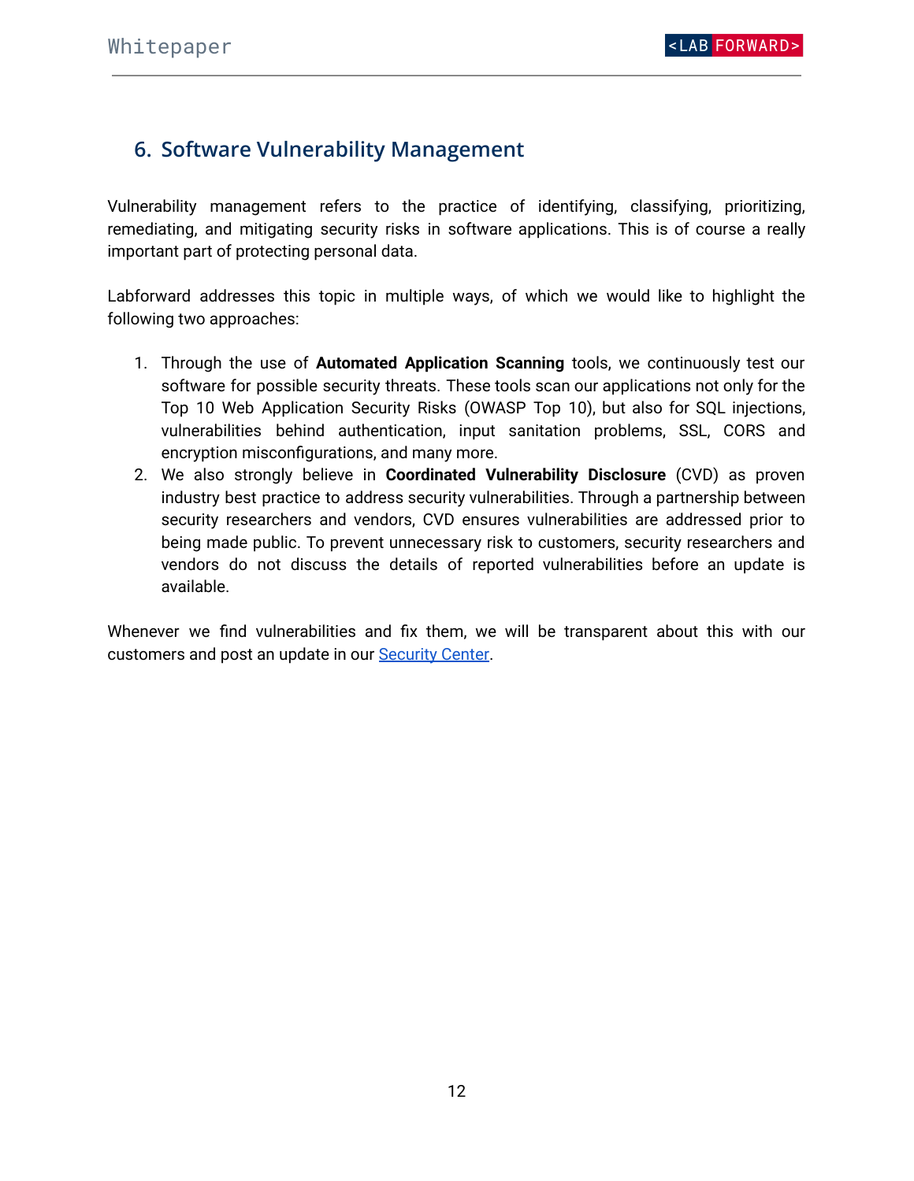## 6. Software Vulnerability Management

Vulnerability management refers to the practice of identifying, classifying, prioritizing, remediating, and mitigating security risks in software applications. This is of course a really important part of protecting personal data.

Labforward addresses this topic in multiple ways, of which we would like to highlight the following two approaches:

1. Through the use of **Automated Application Scanning** tools, we continuously test our software for possible security threats. These tools scan our applications not only for the Top 10 Web Application Security Risks (OWASP Top 10), but also for SQL injections, vulnerabilities behind authentication, input sanitation problems, SSL, CORS and encryption misconfigurations, and many more.
2. We also strongly believe in **Coordinated Vulnerability Disclosure** (CVD) as proven industry best practice to address security vulnerabilities. Through a partnership between security researchers and vendors, CVD ensures vulnerabilities are addressed prior to being made public. To prevent unnecessary risk to customers, security researchers and vendors do not discuss the details of reported vulnerabilities before an update is available.

Whenever we find vulnerabilities and fix them, we will be transparent about this with our customers and post an update in our Security Center.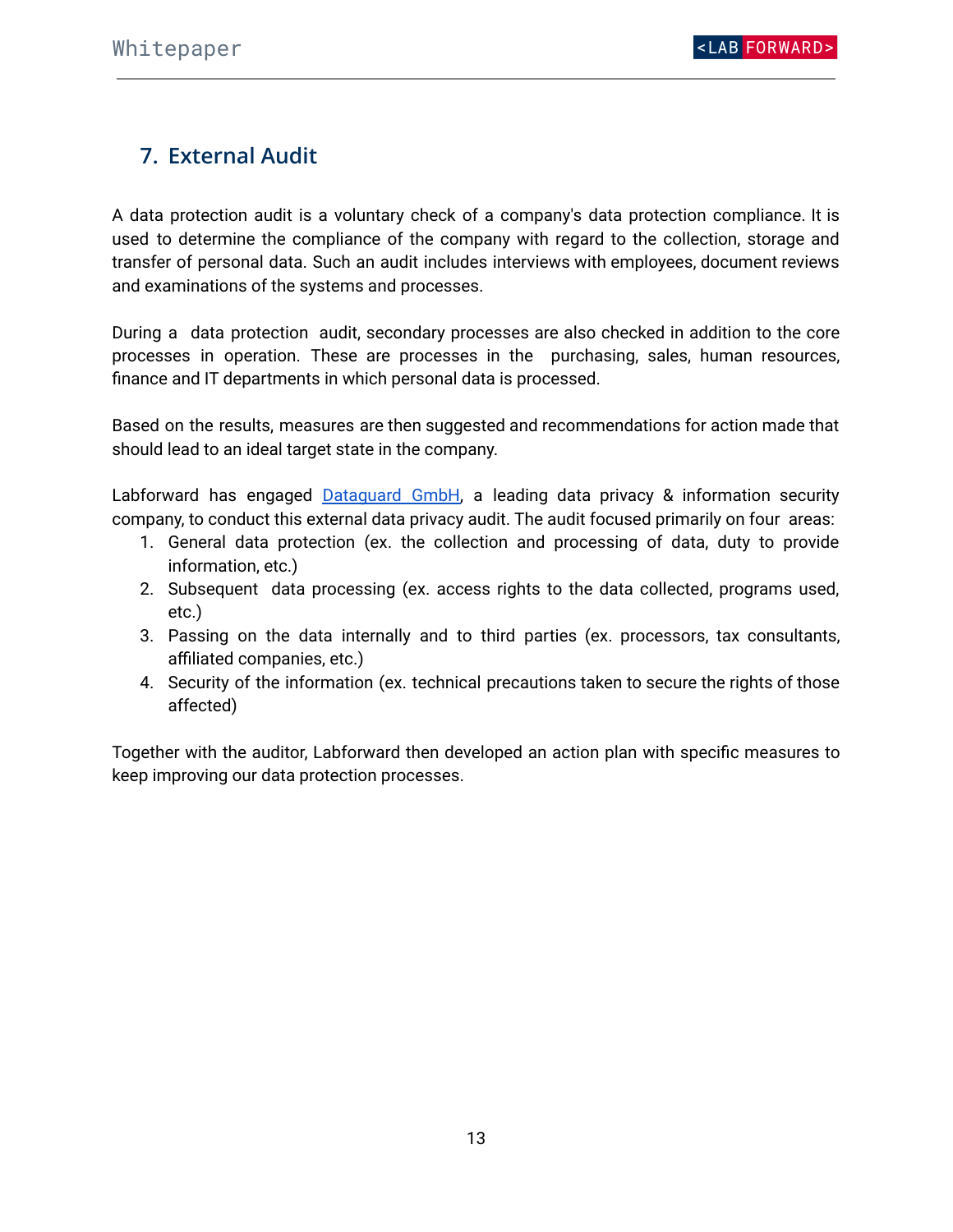## 7. External Audit

A data protection audit is a voluntary check of a company's data protection compliance. It is used to determine the compliance of the company with regard to the collection, storage and transfer of personal data. Such an audit includes interviews with employees, document reviews and examinations of the systems and processes.

During a data protection audit, secondary processes are also checked in addition to the core processes in operation. These are processes in the purchasing, sales, human resources, finance and IT departments in which personal data is processed.

Based on the results, measures are then suggested and recommendations for action made that should lead to an ideal target state in the company.

Labforward has engaged Dataguard GmbH, a leading data privacy & information security company, to conduct this external data privacy audit. The audit focused primarily on four areas:

1. General data protection (ex. the collection and processing of data, duty to provide information, etc.)
2. Subsequent data processing (ex. access rights to the data collected, programs used, etc.)
3. Passing on the data internally and to third parties (ex. processors, tax consultants, affiliated companies, etc.)
4. Security of the information (ex. technical precautions taken to secure the rights of those affected)

Together with the auditor, Labforward then developed an action plan with specific measures to keep improving our data protection processes.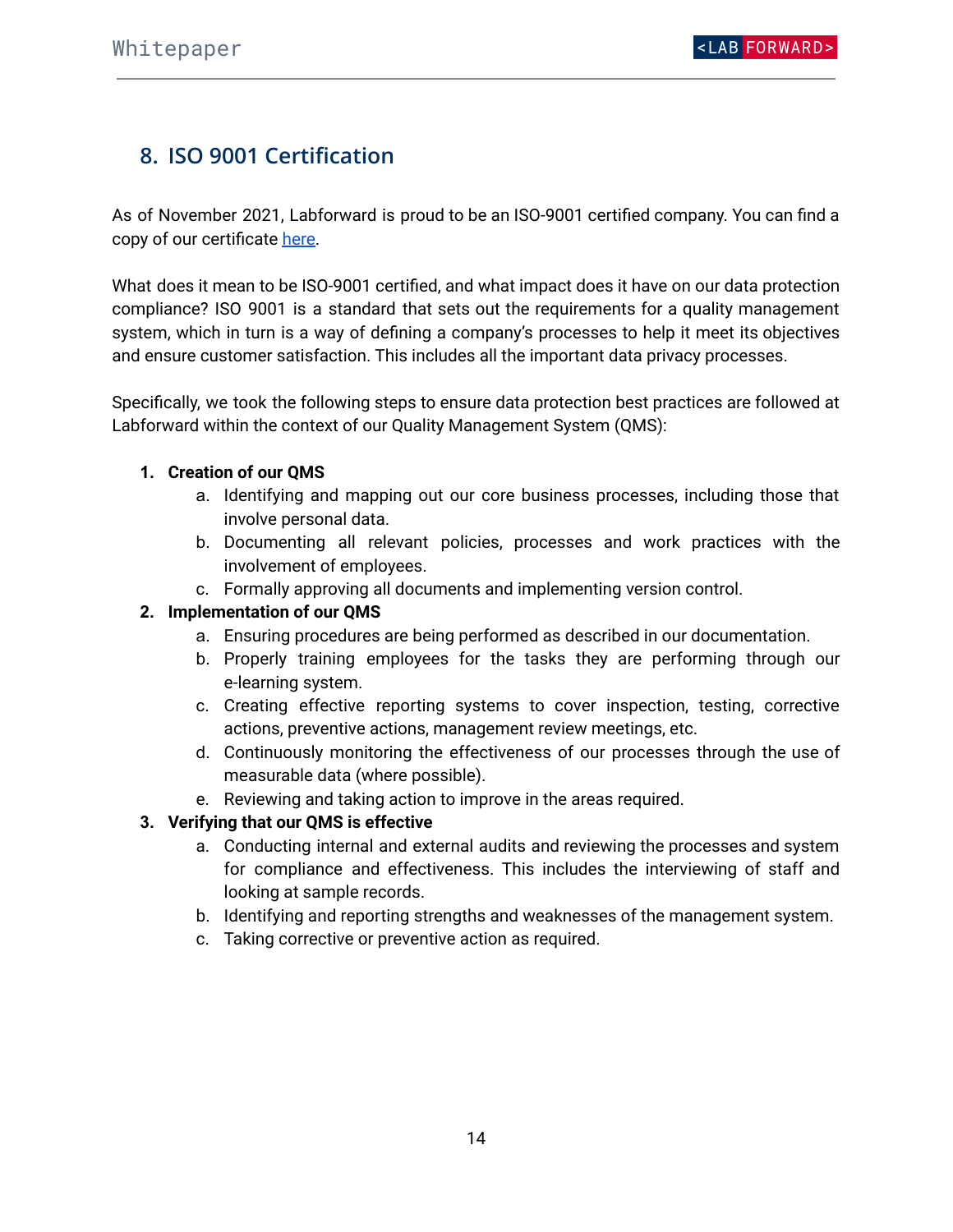## 8. ISO 9001 Certification

As of November 2021, Labforward is proud to be an ISO-9001 certified company. You can find a copy of our certificate here.

What does it mean to be ISO-9001 certified, and what impact does it have on our data protection compliance? ISO 9001 is a standard that sets out the requirements for a quality management system, which in turn is a way of defining a company's processes to help it meet its objectives and ensure customer satisfaction. This includes all the important data privacy processes.

Specifically, we took the following steps to ensure data protection best practices are followed at Labforward within the context of our Quality Management System (QMS):

1. **Creation of our QMS**
   a. Identifying and mapping out our core business processes, including those that involve personal data.
   b. Documenting all relevant policies, processes and work practices with the involvement of employees.
   c. Formally approving all documents and implementing version control.
2. **Implementation of our QMS**
   a. Ensuring procedures are being performed as described in our documentation.
   b. Properly training employees for the tasks they are performing through our e-learning system.
   c. Creating effective reporting systems to cover inspection, testing, corrective actions, preventive actions, management review meetings, etc.
   d. Continuously monitoring the effectiveness of our processes through the use of measurable data (where possible).
   e. Reviewing and taking action to improve in the areas required.
3. **Verifying that our QMS is effective**
   a. Conducting internal and external audits and reviewing the processes and system for compliance and effectiveness. This includes the interviewing of staff and looking at sample records.
   b. Identifying and reporting strengths and weaknesses of the management system.
   c. Taking corrective or preventive action as required.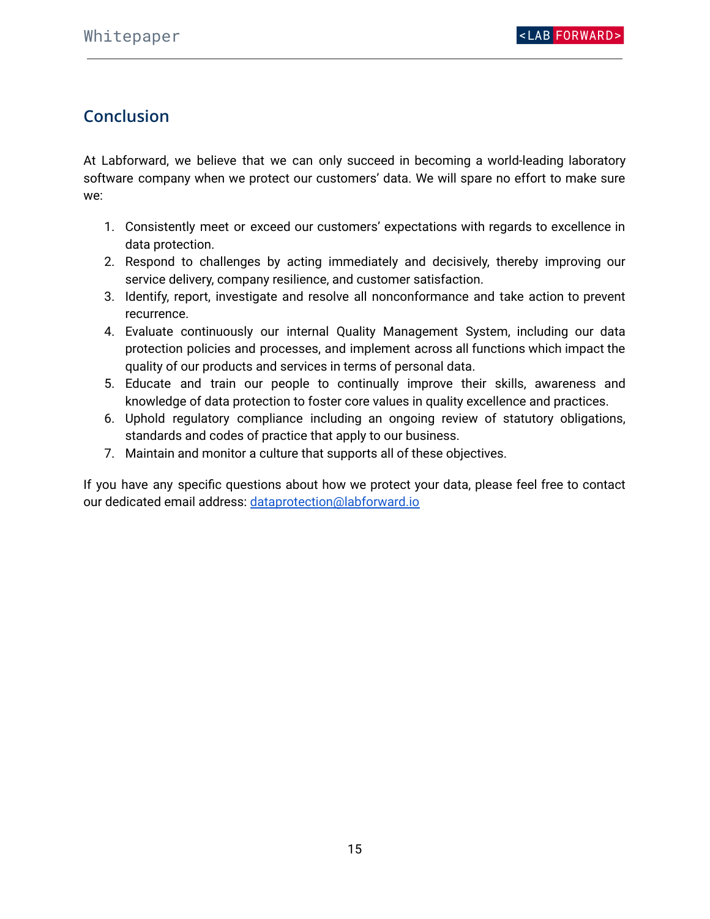## Conclusion

At Labforward, we believe that we can only succeed in becoming a world-leading laboratory software company when we protect our customers' data. We will spare no effort to make sure we:

1. Consistently meet or exceed our customers' expectations with regards to excellence in data protection.
2. Respond to challenges by acting immediately and decisively, thereby improving our service delivery, company resilience, and customer satisfaction.
3. Identify, report, investigate and resolve all nonconformance and take action to prevent recurrence.
4. Evaluate continuously our internal Quality Management System, including our data protection policies and processes, and implement across all functions which impact the quality of our products and services in terms of personal data.
5. Educate and train our people to continually improve their skills, awareness and knowledge of data protection to foster core values in quality excellence and practices.
6. Uphold regulatory compliance including an ongoing review of statutory obligations, standards and codes of practice that apply to our business.
7. Maintain and monitor a culture that supports all of these objectives.

If you have any specific questions about how we protect your data, please feel free to contact our dedicated email address: [dataprotection@labforward.io](mailto:dataprotection@labforward.io)